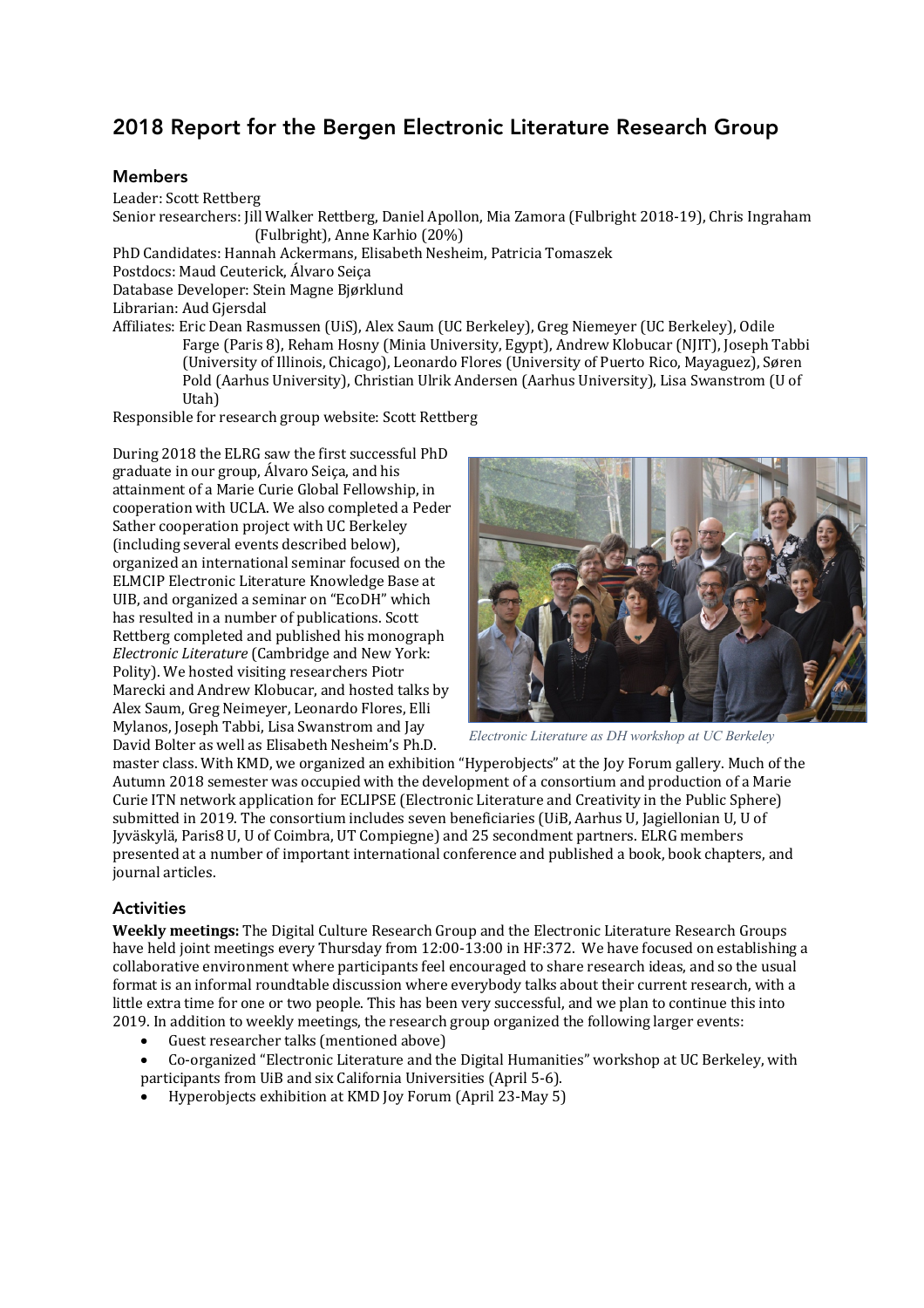# 2018 Report for the Bergen Electronic Literature Research Group

## Members

Leader: Scott Rettberg

Senior researchers: Jill Walker Rettberg, Daniel Apollon, Mia Zamora (Fulbright 2018-19), Chris Ingraham (Fulbright), Anne Karhio (20%)

PhD Candidates: Hannah Ackermans, Elisabeth Nesheim, Patricia Tomaszek

Postdocs: Maud Ceuterick, Álvaro Seiça

Database Developer: Stein Magne Bjørklund

Librarian: Aud Gjersdal

Affiliates: Eric Dean Rasmussen (UiS), Alex Saum (UC Berkeley), Greg Niemeyer (UC Berkeley), Odile Farge (Paris 8), Reham Hosny (Minia University, Egypt), Andrew Klobucar (NJIT), Joseph Tabbi (University of Illinois, Chicago), Leonardo Flores (University of Puerto Rico, Mayaguez), Søren Pold (Aarhus University), Christian Ulrik Andersen (Aarhus University), Lisa Swanstrom (U of Utah)

Responsible for research group website: Scott Rettberg

During 2018 the ELRG saw the first successful PhD graduate in our group, Álvaro Seiça, and his attainment of a Marie Curie Global Fellowship, in cooperation with UCLA. We also completed a Peder Sather cooperation project with UC Berkeley (including several events described below), organized an international seminar focused on the ELMCIP Electronic Literature Knowledge Base at UIB, and organized a seminar on "EcoDH" which has resulted in a number of publications. Scott Rettberg completed and published his monograph *Electronic Literature* (Cambridge and New York: Polity). We hosted visiting researchers Piotr Marecki and Andrew Klobucar, and hosted talks by Alex Saum, Greg Neimeyer, Leonardo Flores, Elli Mylanos, Joseph Tabbi, Lisa Swanstrom and Jay David Bolter as well as Elisabeth Nesheim's Ph.D. master class. With KMD, we organized an exhibition "Hyperobjects" at the Joy Forum gallery. Much of the Autumn 2018 semester was occupied with the development of a consortium and production of a Marie Curie ITN network application for ECLIPSE (Electronic Literature and Creativity in the Public Sphere) submitted in 2019. The consortium includes seven beneficiaries (UiB, Aarhus U, Jagiellonian U, U of Jyväskylä, Paris8 U, U of Coimbra, UT Compiegne) and 25 secondment partners. ELRG members presented at a number of important international conference and published a book, book chapters, and journal articles.

*Electronic Literature as DH workshop at UC Berkeley*

## Activities

**Weekly meetings:** The Digital Culture Research Group and the Electronic Literature Research Groups have held joint meetings every Thursday from 12:00-13:00 in HF:372. We have focused on establishing a collaborative environment where participants feel encouraged to share research ideas, and so the usual format is an informal roundtable discussion where everybody talks about their current research, with a little extra time for one or two people. This has been very successful, and we plan to continue this into 2019. In addition to weekly meetings, the research group organized the following larger events:

- Guest researcher talks (mentioned above)
- Co-organized "Electronic Literature and the Digital Humanities" workshop at UC Berkeley, with participants from UiB and six California Universities (April 5-6).
- Hyperobjects exhibition at KMD Joy Forum (April 23-May 5)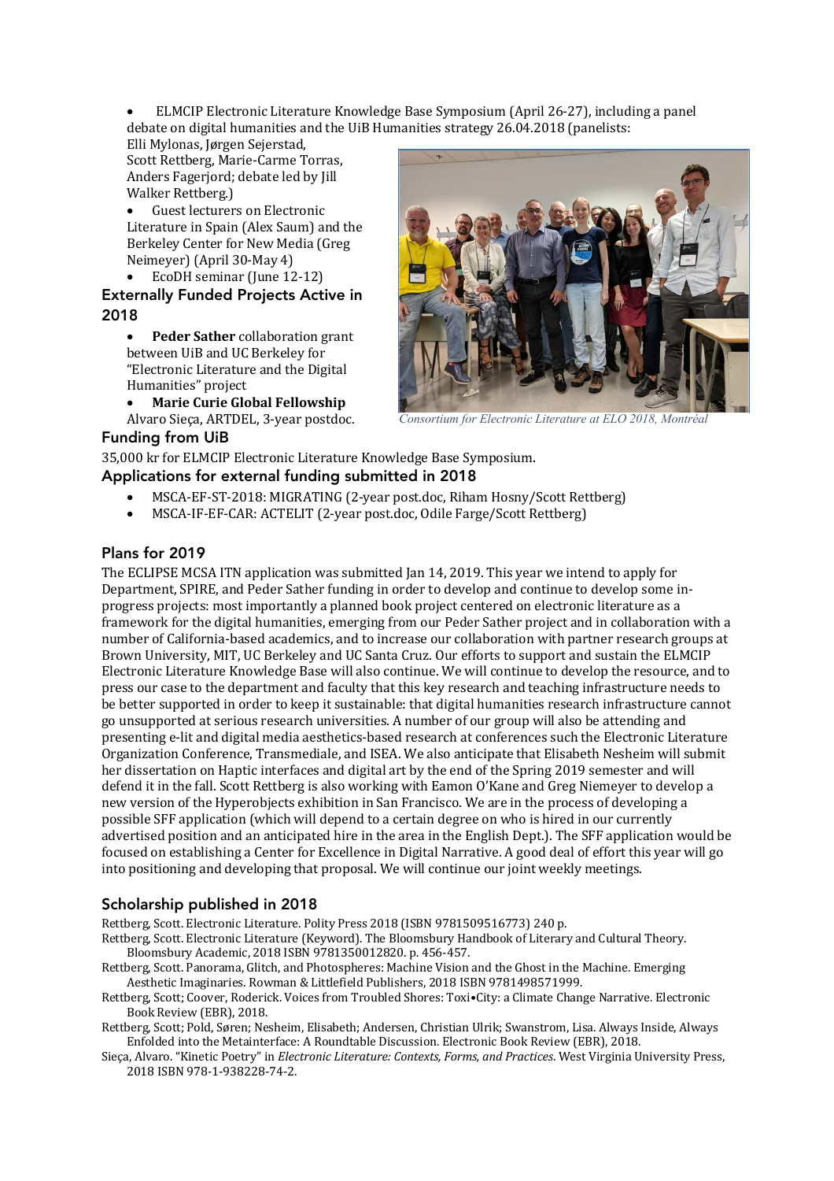- ELMCIP Electronic Literature Knowledge Base Symposium (April 26-27), including a panel debate on digital humanities and the UiB Humanities strategy 26.04.2018 (panelists: Elli Mylonas, Jørgen Sejerstad, Scott Rettberg, Marie-Carme Torras, Anders Fagerjord; debate led by Jill Walker Rettberg.)
- Guest lecturers on Electronic Literature in Spain (Alex Saum) and the Berkeley Center for New Media (Greg Neimeyer) (April 30-May 4)
- EcoDH seminar (June 12-12)

*Consortium for Electronic Literature at ELO 2018, Montréal*

## Externally Funded Projects Active in 2018

- **Peder Sather** collaboration grant between UiB and UC Berkeley for "Electronic Literature and the Digital Humanities" project
- **Marie Curie Global Fellowship** Alvaro Sieça, ARTDEL, 3-year postdoc.

## Funding from UiB

35,000 kr for ELMCIP Electronic Literature Knowledge Base Symposium.

## Applications for external funding submitted in 2018

- MSCA-EF-ST-2018: MIGRATING (2-year post.doc, Riham Hosny/Scott Rettberg)
- MSCA-IF-EF-CAR: ACTELIT (2-year post.doc, Odile Farge/Scott Rettberg)

## Plans for 2019

The ECLIPSE MCSA ITN application was submitted Jan 14, 2019. This year we intend to apply for Department, SPIRE, and Peder Sather funding in order to develop and continue to develop some in-progress projects: most importantly a planned book project centered on electronic literature as a framework for the digital humanities, emerging from our Peder Sather project and in collaboration with a number of California-based academics, and to increase our collaboration with partner research groups at Brown University, MIT, UC Berkeley and UC Santa Cruz. Our efforts to support and sustain the ELMCIP Electronic Literature Knowledge Base will also continue. We will continue to develop the resource, and to press our case to the department and faculty that this key research and teaching infrastructure needs to be better supported in order to keep it sustainable: that digital humanities research infrastructure cannot go unsupported at serious research universities. A number of our group will also be attending and presenting e-lit and digital media aesthetics-based research at conferences such the Electronic Literature Organization Conference, Transmediale, and ISEA. We also anticipate that Elisabeth Nesheim will submit her dissertation on Haptic interfaces and digital art by the end of the Spring 2019 semester and will defend it in the fall. Scott Rettberg is also working with Eamon O'Kane and Greg Niemeyer to develop a new version of the Hyperobjects exhibition in San Francisco. We are in the process of developing a possible SFF application (which will depend to a certain degree on who is hired in our currently advertised position and an anticipated hire in the area in the English Dept.). The SFF application would be focused on establishing a Center for Excellence in Digital Narrative. A good deal of effort this year will go into positioning and developing that proposal. We will continue our joint weekly meetings.

## Scholarship published in 2018

Rettberg, Scott. Electronic Literature. Polity Press 2018 (ISBN 9781509516773) 240 p.

Rettberg, Scott. Electronic Literature (Keyword). The Bloomsbury Handbook of Literary and Cultural Theory. Bloomsbury Academic, 2018 ISBN 9781350012820. p. 456-457.

Rettberg, Scott. Panorama, Glitch, and Photospheres: Machine Vision and the Ghost in the Machine. Emerging Aesthetic Imaginaries. Rowman & Littlefield Publishers, 2018 ISBN 9781498571999.

Rettberg, Scott; Coover, Roderick. Voices from Troubled Shores: Toxi•City: a Climate Change Narrative. Electronic Book Review (EBR), 2018.

Rettberg, Scott; Pold, Søren; Nesheim, Elisabeth; Andersen, Christian Ulrik; Swanstrom, Lisa. Always Inside, Always Enfolded into the Metainterface: A Roundtable Discussion. Electronic Book Review (EBR), 2018.

Sieça, Alvaro. "Kinetic Poetry" in *Electronic Literature: Contexts, Forms, and Practices*. West Virginia University Press, 2018 ISBN 978-1-938228-74-2.